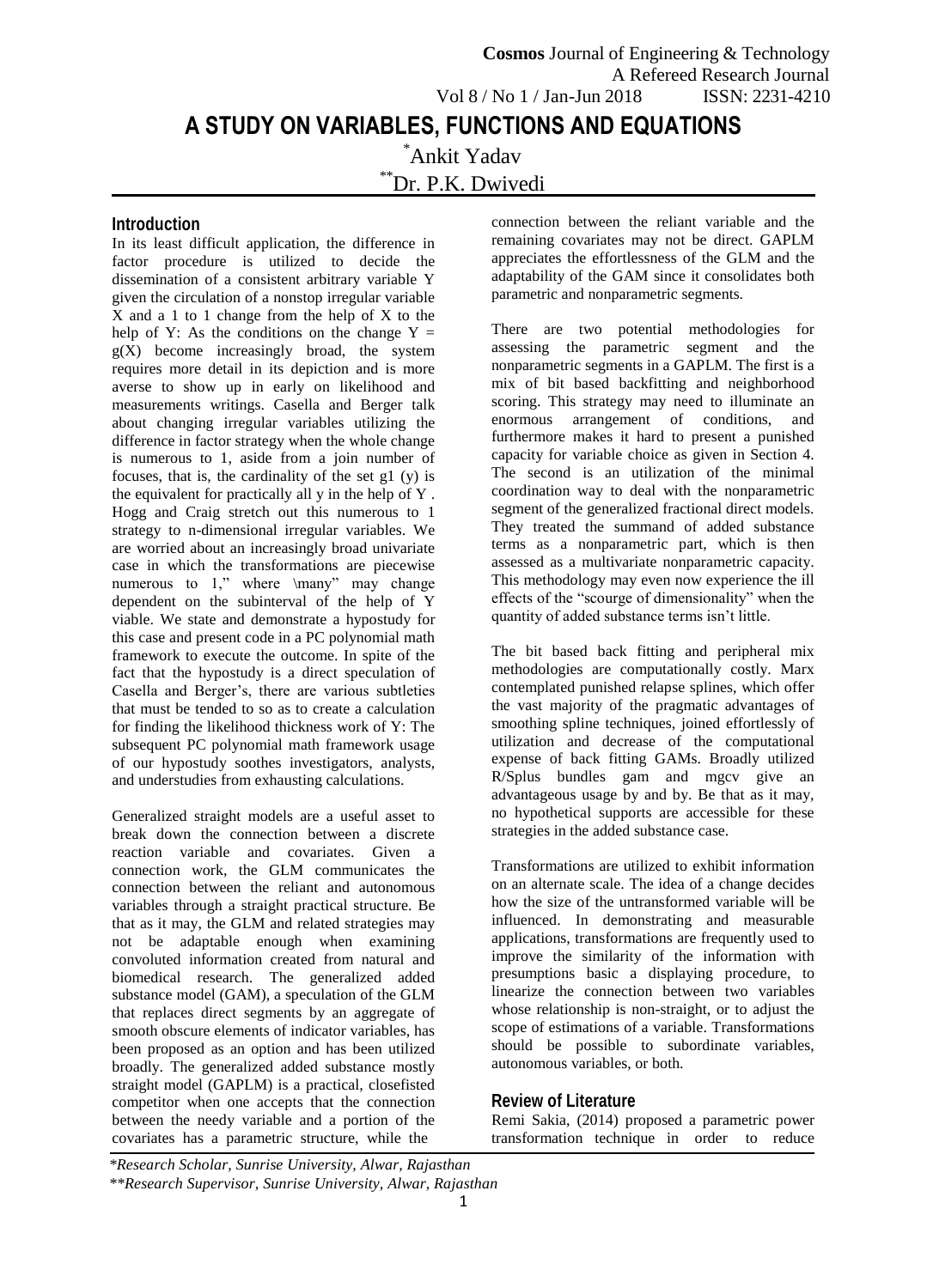# A STUDY ON VARIABLES, FUNCTIONS AND EQUATIONS

*Ankit Yadav

**Dr. P.K. Dwivedi

## Introduction

In its least difficult application, the difference in factor procedure is utilized to decide the dissemination of a consistent arbitrary variable Y given the circulation of a nonstop irregular variable X and a 1 to 1 change from the help of X to the help of Y: As the conditions on the change $Y = g(X)$ become increasingly broad, the system requires more detail in its depiction and is more averse to show up in early on likelihood and measurements writings. Casella and Berger talk about changing irregular variables utilizing the difference in factor strategy when the whole change is numerous to 1, aside from a join number of focuses, that is, the cardinality of the set g1 (y) is the equivalent for practically all y in the help of Y . Hogg and Craig stretch out this numerous to 1 strategy to n-dimensional irregular variables. We are worried about an increasingly broad univariate case in which the transformations are piecewise numerous to 1," where \many" may change dependent on the subinterval of the help of Y viable. We state and demonstrate a hypostudy for this case and present code in a PC polynomial math framework to execute the outcome. In spite of the fact that the hypostudy is a direct speculation of Casella and Berger's, there are various subtleties that must be tended to so as to create a calculation for finding the likelihood thickness work of Y: The subsequent PC polynomial math framework usage of our hypostudy soothes investigators, analysts, and understudies from exhausting calculations.

Generalized straight models are a useful asset to break down the connection between a discrete reaction variable and covariates. Given a connection work, the GLM communicates the connection between the reliant and autonomous variables through a straight practical structure. Be that as it may, the GLM and related strategies may not be adaptable enough when examining convoluted information created from natural and biomedical research. The generalized added substance model (GAM), a speculation of the GLM that replaces direct segments by an aggregate of smooth obscure elements of indicator variables, has been proposed as an option and has been utilized broadly. The generalized added substance mostly straight model (GAPLM) is a practical, closefisted competitor when one accepts that the connection between the needy variable and a portion of the covariates has a parametric structure, while the connection between the reliant variable and the remaining covariates may not be direct. GAPLM appreciates the effortlessness of the GLM and the adaptability of the GAM since it consolidates both parametric and nonparametric segments.

There are two potential methodologies for assessing the parametric segment and the nonparametric segments in a GAPLM. The first is a mix of bit based backfitting and neighborhood scoring. This strategy may need to illuminate an enormous arrangement of conditions, and furthermore makes it hard to present a punished capacity for variable choice as given in Section 4. The second is an utilization of the minimal coordination way to deal with the nonparametric segment of the generalized fractional direct models. They treated the summand of added substance terms as a nonparametric part, which is then assessed as a multivariate nonparametric capacity. This methodology may even now experience the ill effects of the "scourge of dimensionality" when the quantity of added substance terms isn't little.

The bit based back fitting and peripheral mix methodologies are computationally costly. Marx contemplated punished relapse splines, which offer the vast majority of the pragmatic advantages of smoothing spline techniques, joined effortlessly of utilization and decrease of the computational expense of back fitting GAMs. Broadly utilized R/Splus bundles gam and mgcv give an advantageous usage by and by. Be that as it may, no hypothetical supports are accessible for these strategies in the added substance case.

Transformations are utilized to exhibit information on an alternate scale. The idea of a change decides how the size of the untransformed variable will be influenced. In demonstrating and measurable applications, transformations are frequently used to improve the similarity of the information with presumptions basic a displaying procedure, to linearize the connection between two variables whose relationship is non-straight, or to adjust the scope of estimations of a variable. Transformations should be possible to subordinate variables, autonomous variables, or both.

## Review of Literature

Remi Sakia, (2014) proposed a parametric power transformation technique in order to reduce

*Research Scholar, Sunrise University, Alwar, Rajasthan*

***Research Supervisor, Sunrise University, Alwar, Rajasthan*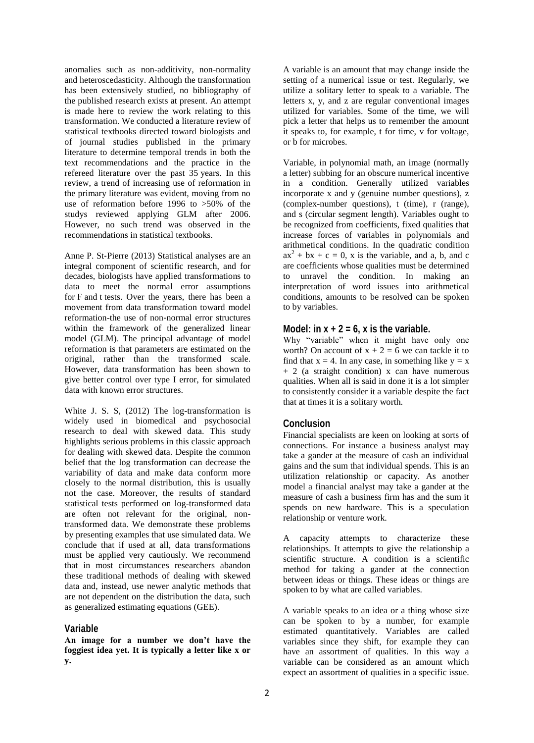anomalies such as non-additivity, non-normality and heteroscedasticity. Although the transformation has been extensively studied, no bibliography of the published research exists at present. An attempt is made here to review the work relating to this transformation. We conducted a literature review of statistical textbooks directed toward biologists and of journal studies published in the primary literature to determine temporal trends in both the text recommendations and the practice in the refereed literature over the past 35 years. In this review, a trend of increasing use of reformation in the primary literature was evident, moving from no use of reformation before 1996 to >50% of the studys reviewed applying GLM after 2006. However, no such trend was observed in the recommendations in statistical textbooks.

Anne P. St-Pierre (2013) Statistical analyses are an integral component of scientific research, and for decades, biologists have applied transformations to data to meet the normal error assumptions for F and t tests. Over the years, there has been a movement from data transformation toward model reformation-the use of non-normal error structures within the framework of the generalized linear model (GLM). The principal advantage of model reformation is that parameters are estimated on the original, rather than the transformed scale. However, data transformation has been shown to give better control over type I error, for simulated data with known error structures.

White J. S. S, (2012) The log-transformation is widely used in biomedical and psychosocial research to deal with skewed data. This study highlights serious problems in this classic approach for dealing with skewed data. Despite the common belief that the log transformation can decrease the variability of data and make data conform more closely to the normal distribution, this is usually not the case. Moreover, the results of standard statistical tests performed on log-transformed data are often not relevant for the original, non-transformed data. We demonstrate these problems by presenting examples that use simulated data. We conclude that if used at all, data transformations must be applied very cautiously. We recommend that in most circumstances researchers abandon these traditional methods of dealing with skewed data and, instead, use newer analytic methods that are not dependent on the distribution the data, such as generalized estimating equations (GEE).

## Variable

**An image for a number we don't have the foggiest idea yet. It is typically a letter like x or y.**

A variable is an amount that may change inside the setting of a numerical issue or test. Regularly, we utilize a solitary letter to speak to a variable. The letters x, y, and z are regular conventional images utilized for variables. Some of the time, we will pick a letter that helps us to remember the amount it speaks to, for example, t for time, v for voltage, or b for microbes.

Variable, in polynomial math, an image (normally a letter) subbing for an obscure numerical incentive in a condition. Generally utilized variables incorporate x and y (genuine number questions), z (complex-number questions), t (time), r (range), and s (circular segment length). Variables ought to be recognized from coefficients, fixed qualities that increase forces of variables in polynomials and arithmetical conditions. In the quadratic condition $ax^2 + bx + c = 0$, x is the variable, and a, b, and c are coefficients whose qualities must be determined to unravel the condition. In making an interpretation of word issues into arithmetical conditions, amounts to be resolved can be spoken to by variables.

### Model: in $x + 2 = 6$, x is the variable.

Why "variable" when it might have only one worth? On account of $x + 2 = 6$ we can tackle it to find that $x = 4$. In any case, in something like $y = x + 2$ (a straight condition) x can have numerous qualities. When all is said in done it is a lot simpler to consistently consider it a variable despite the fact that at times it is a solitary worth.

## Conclusion

Financial specialists are keen on looking at sorts of connections. For instance a business analyst may take a gander at the measure of cash an individual gains and the sum that individual spends. This is an utilization relationship or capacity. As another model a financial analyst may take a gander at the measure of cash a business firm has and the sum it spends on new hardware. This is a speculation relationship or venture work.

A capacity attempts to characterize these relationships. It attempts to give the relationship a scientific structure. A condition is a scientific method for taking a gander at the connection between ideas or things. These ideas or things are spoken to by what are called variables.

A variable speaks to an idea or a thing whose size can be spoken to by a number, for example estimated quantitatively. Variables are called variables since they shift, for example they can have an assortment of qualities. In this way a variable can be considered as an amount which expect an assortment of qualities in a specific issue.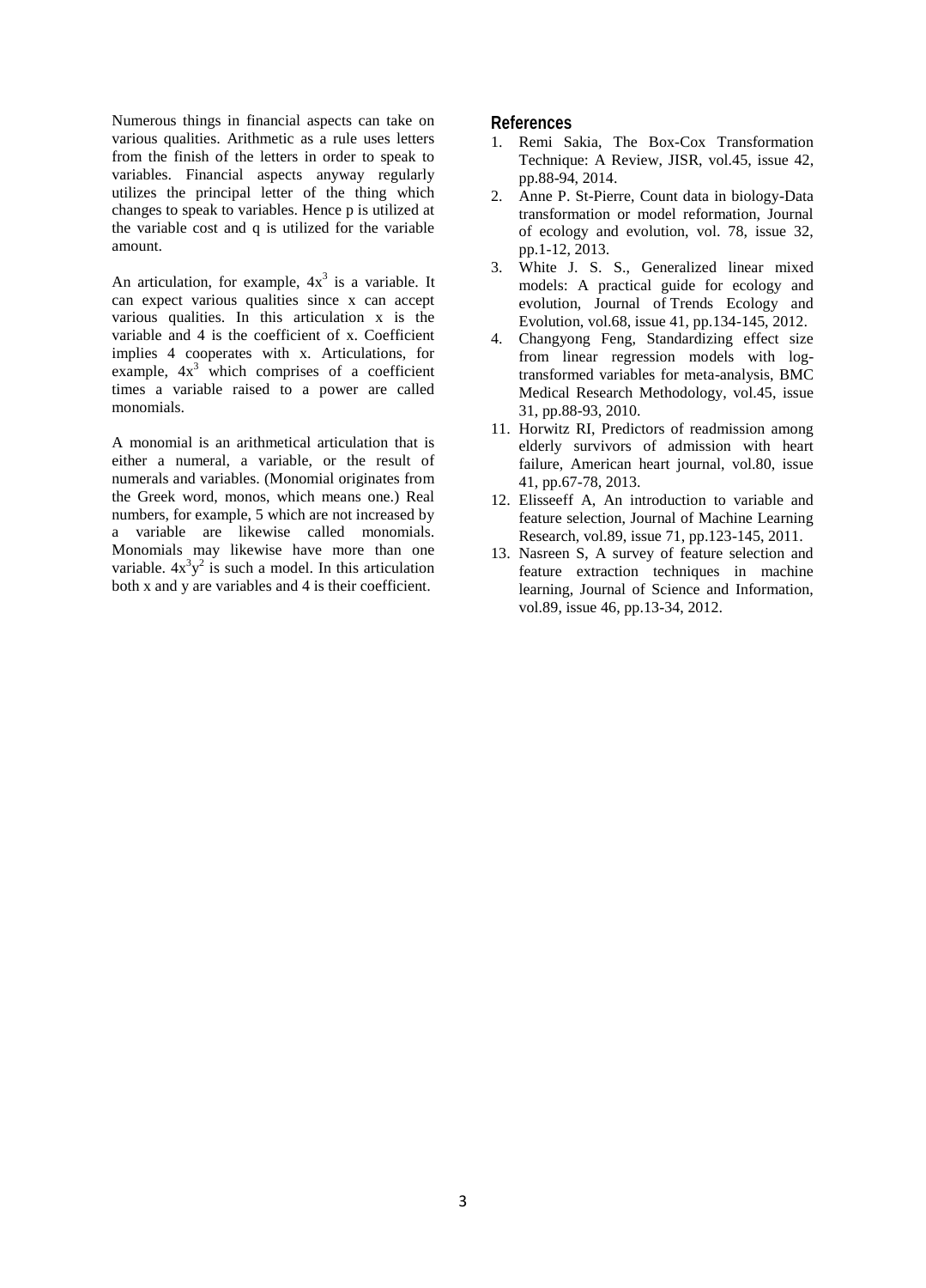Numerous things in financial aspects can take on various qualities. Arithmetic as a rule uses letters from the finish of the letters in order to speak to variables. Financial aspects anyway regularly utilizes the principal letter of the thing which changes to speak to variables. Hence p is utilized at the variable cost and q is utilized for the variable amount.

An articulation, for example, $4x^3$ is a variable. It can expect various qualities since x can accept various qualities. In this articulation x is the variable and 4 is the coefficient of x. Coefficient implies 4 cooperates with x. Articulations, for example, $4x^3$ which comprises of a coefficient times a variable raised to a power are called monomials.

A monomial is an arithmetical articulation that is either a numeral, a variable, or the result of numerals and variables. (Monomial originates from the Greek word, monos, which means one.) Real numbers, for example, 5 which are not increased by a variable are likewise called monomials. Monomials may likewise have more than one variable. $4x^3y^2$ is such a model. In this articulation both x and y are variables and 4 is their coefficient.

## References

1. Remi Sakia, The Box-Cox Transformation Technique: A Review, JISR, vol.45, issue 42, pp.88-94, 2014.
2. Anne P. St-Pierre, Count data in biology-Data transformation or model reformation, Journal of ecology and evolution, vol. 78, issue 32, pp.1-12, 2013.
3. White J. S. S., Generalized linear mixed models: A practical guide for ecology and evolution, Journal of Trends Ecology and Evolution, vol.68, issue 41, pp.134-145, 2012.
4. Changyong Feng, Standardizing effect size from linear regression models with log-transformed variables for meta-analysis, BMC Medical Research Methodology, vol.45, issue 31, pp.88-93, 2010.
11. Horwitz RI, Predictors of readmission among elderly survivors of admission with heart failure, American heart journal, vol.80, issue 41, pp.67-78, 2013.
12. Elisseeff A, An introduction to variable and feature selection, Journal of Machine Learning Research, vol.89, issue 71, pp.123-145, 2011.
13. Nasreen S, A survey of feature selection and feature extraction techniques in machine learning, Journal of Science and Information, vol.89, issue 46, pp.13-34, 2012.